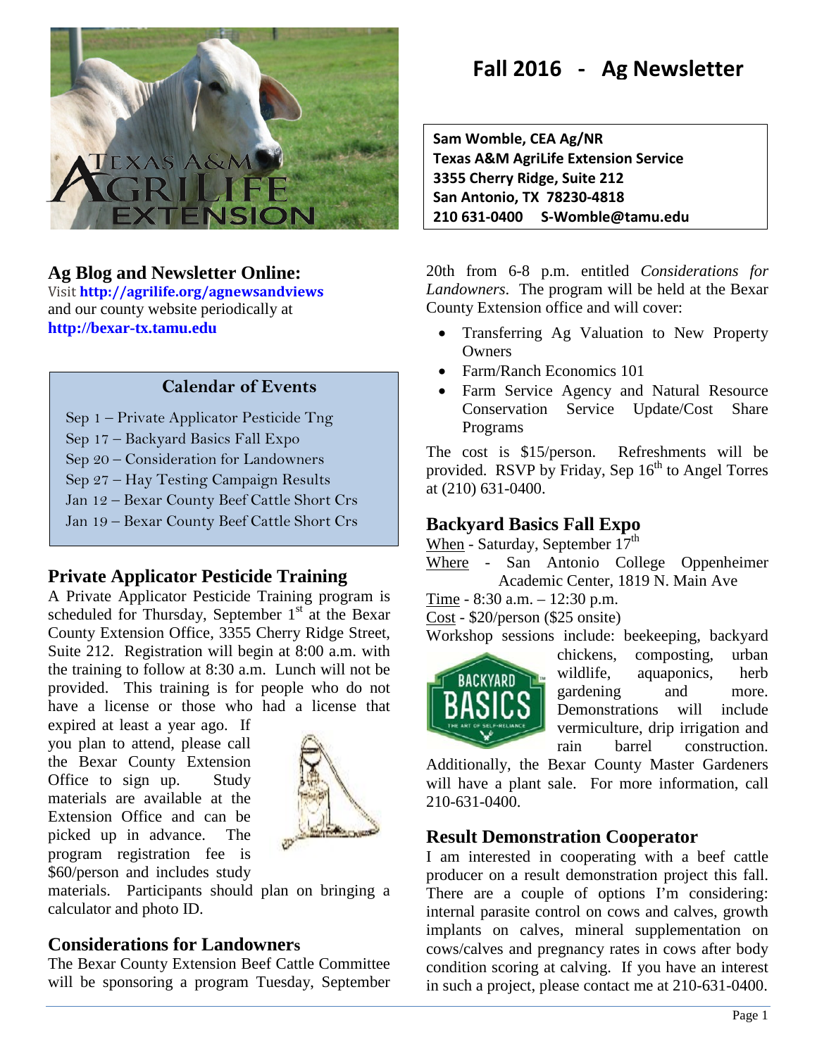# Fall 2016 - Ag Newsletter

**Sam Womble, CEA Ag/NR**
**Texas A&M AgriLife Extension Service**
**3355 Cherry Ridge, Suite 212**
**San Antonio, TX 78230-4818**
**210 631-0400 S-Womble@tamu.edu**

## Ag Blog and Newsletter Online:

Visit **http://agrilife.org/agnewsandviews** and our county website periodically at **http://bexar-tx.tamu.edu**

### Calendar of Events

- Sep 1 – Private Applicator Pesticide Tng
- Sep 17 – Backyard Basics Fall Expo
- Sep 20 – Consideration for Landowners
- Sep 27 – Hay Testing Campaign Results
- Jan 12 – Bexar County Beef Cattle Short Crs
- Jan 19 – Bexar County Beef Cattle Short Crs

## Private Applicator Pesticide Training

A Private Applicator Pesticide Training program is scheduled for Thursday, September 1st at the Bexar County Extension Office, 3355 Cherry Ridge Street, Suite 212. Registration will begin at 8:00 a.m. with the training to follow at 8:30 a.m. Lunch will not be provided. This training is for people who do not have a license or those who had a license that expired at least a year ago. If you plan to attend, please call the Bexar County Extension Office to sign up. Study materials are available at the Extension Office and can be picked up in advance. The program registration fee is $60/person and includes study materials. Participants should plan on bringing a calculator and photo ID.

## Considerations for Landowners

The Bexar County Extension Beef Cattle Committee will be sponsoring a program Tuesday, September 20th from 6-8 p.m. entitled *Considerations for Landowners*. The program will be held at the Bexar County Extension office and will cover:

- Transferring Ag Valuation to New Property Owners
- Farm/Ranch Economics 101
- Farm Service Agency and Natural Resource Conservation Service Update/Cost Share Programs

The cost is $15/person. Refreshments will be provided. RSVP by Friday, Sep 16th to Angel Torres at (210) 631-0400.

## Backyard Basics Fall Expo

When - Saturday, September 17th
Where - San Antonio College Oppenheimer Academic Center, 1819 N. Main Ave
Time - 8:30 a.m. – 12:30 p.m.
Cost - $20/person ($25 onsite)

Workshop sessions include: beekeeping, backyard chickens, composting, urban wildlife, aquaponics, herb gardening and more. Demonstrations will include vermiculture, drip irrigation and rain barrel construction. Additionally, the Bexar County Master Gardeners will have a plant sale. For more information, call 210-631-0400.

## Result Demonstration Cooperator

I am interested in cooperating with a beef cattle producer on a result demonstration project this fall. There are a couple of options I'm considering: internal parasite control on cows and calves, growth implants on calves, mineral supplementation on cows/calves and pregnancy rates in cows after body condition scoring at calving. If you have an interest in such a project, please contact me at 210-631-0400.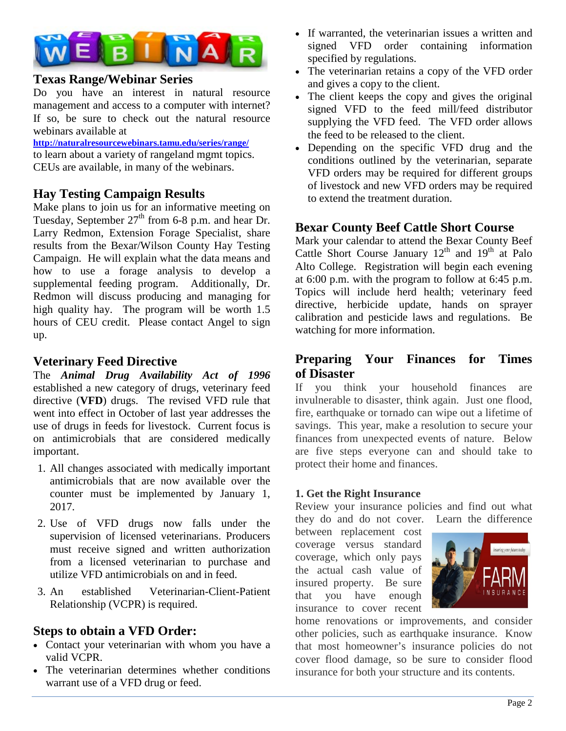## Texas Range/Webinar Series

Do you have an interest in natural resource management and access to a computer with internet? If so, be sure to check out the natural resource webinars available at http://naturalresourcewebinars.tamu.edu/series/range/ to learn about a variety of rangeland mgmt topics. CEUs are available, in many of the webinars.

## Hay Testing Campaign Results

Make plans to join us for an informative meeting on Tuesday, September 27th from 6-8 p.m. and hear Dr. Larry Redmon, Extension Forage Specialist, share results from the Bexar/Wilson County Hay Testing Campaign. He will explain what the data means and how to use a forage analysis to develop a supplemental feeding program. Additionally, Dr. Redmon will discuss producing and managing for high quality hay. The program will be worth 1.5 hours of CEU credit. Please contact Angel to sign up.

## Veterinary Feed Directive

The ***Animal Drug Availability Act of 1996*** established a new category of drugs, veterinary feed directive (**VFD**) drugs. The revised VFD rule that went into effect in October of last year addresses the use of drugs in feeds for livestock. Current focus is on antimicrobials that are considered medically important.

1. All changes associated with medically important antimicrobials that are now available over the counter must be implemented by January 1, 2017.
2. Use of VFD drugs now falls under the supervision of licensed veterinarians. Producers must receive signed and written authorization from a licensed veterinarian to purchase and utilize VFD antimicrobials on and in feed.
3. An established Veterinarian-Client-Patient Relationship (VCPR) is required.

## Steps to obtain a VFD Order:

- Contact your veterinarian with whom you have a valid VCPR.
- The veterinarian determines whether conditions warrant use of a VFD drug or feed.
- If warranted, the veterinarian issues a written and signed VFD order containing information specified by regulations.
- The veterinarian retains a copy of the VFD order and gives a copy to the client.
- The client keeps the copy and gives the original signed VFD to the feed mill/feed distributor supplying the VFD feed. The VFD order allows the feed to be released to the client.
- Depending on the specific VFD drug and the conditions outlined by the veterinarian, separate VFD orders may be required for different groups of livestock and new VFD orders may be required to extend the treatment duration.

## Bexar County Beef Cattle Short Course

Mark your calendar to attend the Bexar County Beef Cattle Short Course January 12th and 19th at Palo Alto College. Registration will begin each evening at 6:00 p.m. with the program to follow at 6:45 p.m. Topics will include herd health; veterinary feed directive, herbicide update, hands on sprayer calibration and pesticide laws and regulations. Be watching for more information.

## Preparing Your Finances for Times of Disaster

If you think your household finances are invulnerable to disaster, think again. Just one flood, fire, earthquake or tornado can wipe out a lifetime of savings. This year, make a resolution to secure your finances from unexpected events of nature. Below are five steps everyone can and should take to protect their home and finances.

### 1. Get the Right Insurance

Review your insurance policies and find out what they do and do not cover. Learn the difference between replacement cost coverage versus standard coverage, which only pays the actual cash value of insured property. Be sure that you have enough insurance to cover recent home renovations or improvements, and consider other policies, such as earthquake insurance. Know that most homeowner's insurance policies do not cover flood damage, so be sure to consider flood insurance for both your structure and its contents.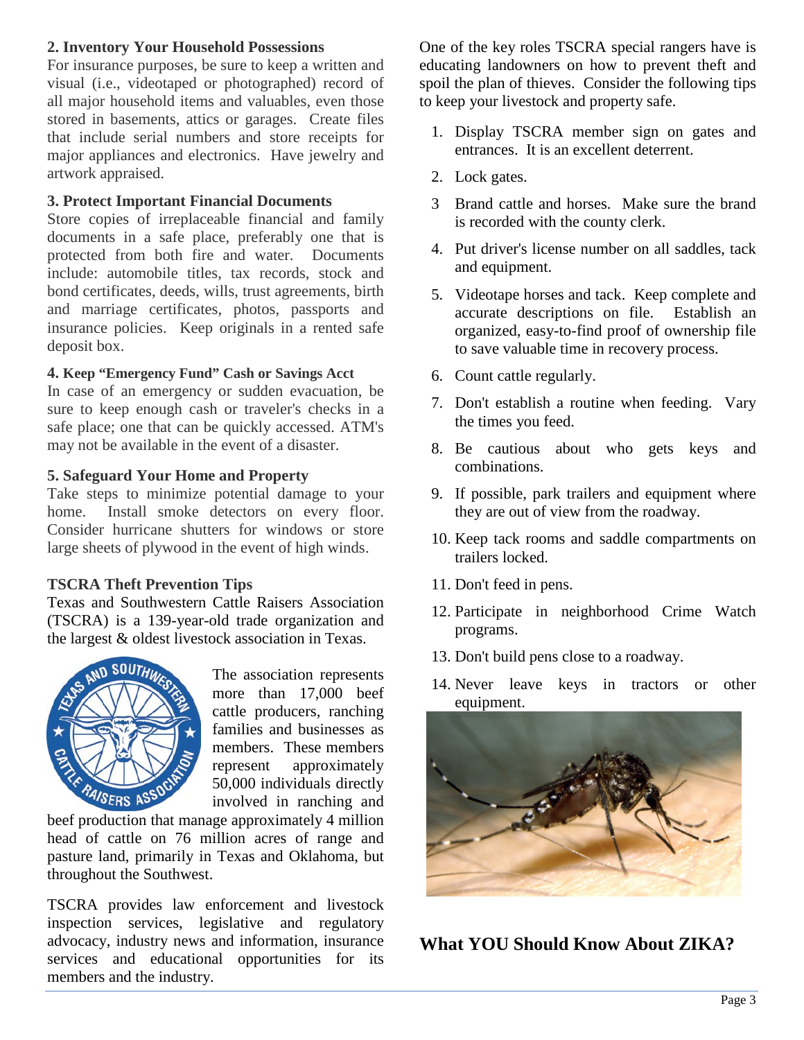**2. Inventory Your Household Possessions**

For insurance purposes, be sure to keep a written and visual (i.e., videotaped or photographed) record of all major household items and valuables, even those stored in basements, attics or garages. Create files that include serial numbers and store receipts for major appliances and electronics. Have jewelry and artwork appraised.

**3. Protect Important Financial Documents**

Store copies of irreplaceable financial and family documents in a safe place, preferably one that is protected from both fire and water. Documents include: automobile titles, tax records, stock and bond certificates, deeds, wills, trust agreements, birth and marriage certificates, photos, passports and insurance policies. Keep originals in a rented safe deposit box.

**4. Keep "Emergency Fund" Cash or Savings Acct**

In case of an emergency or sudden evacuation, be sure to keep enough cash or traveler's checks in a safe place; one that can be quickly accessed. ATM's may not be available in the event of a disaster.

**5. Safeguard Your Home and Property**

Take steps to minimize potential damage to your home. Install smoke detectors on every floor. Consider hurricane shutters for windows or store large sheets of plywood in the event of high winds.

**TSCRA Theft Prevention Tips**

Texas and Southwestern Cattle Raisers Association (TSCRA) is a 139-year-old trade organization and the largest & oldest livestock association in Texas.

The association represents more than 17,000 beef cattle producers, ranching families and businesses as members. These members represent approximately 50,000 individuals directly involved in ranching and beef production that manage approximately 4 million head of cattle on 76 million acres of range and pasture land, primarily in Texas and Oklahoma, but throughout the Southwest.

TSCRA provides law enforcement and livestock inspection services, legislative and regulatory advocacy, industry news and information, insurance services and educational opportunities for its members and the industry.

One of the key roles TSCRA special rangers have is educating landowners on how to prevent theft and spoil the plan of thieves. Consider the following tips to keep your livestock and property safe.

1. Display TSCRA member sign on gates and entrances. It is an excellent deterrent.
2. Lock gates.
3. Brand cattle and horses. Make sure the brand is recorded with the county clerk.
4. Put driver's license number on all saddles, tack and equipment.
5. Videotape horses and tack. Keep complete and accurate descriptions on file. Establish an organized, easy-to-find proof of ownership file to save valuable time in recovery process.
6. Count cattle regularly.
7. Don't establish a routine when feeding. Vary the times you feed.
8. Be cautious about who gets keys and combinations.
9. If possible, park trailers and equipment where they are out of view from the roadway.
10. Keep tack rooms and saddle compartments on trailers locked.
11. Don't feed in pens.
12. Participate in neighborhood Crime Watch programs.
13. Don't build pens close to a roadway.
14. Never leave keys in tractors or other equipment.

## What YOU Should Know About ZIKA?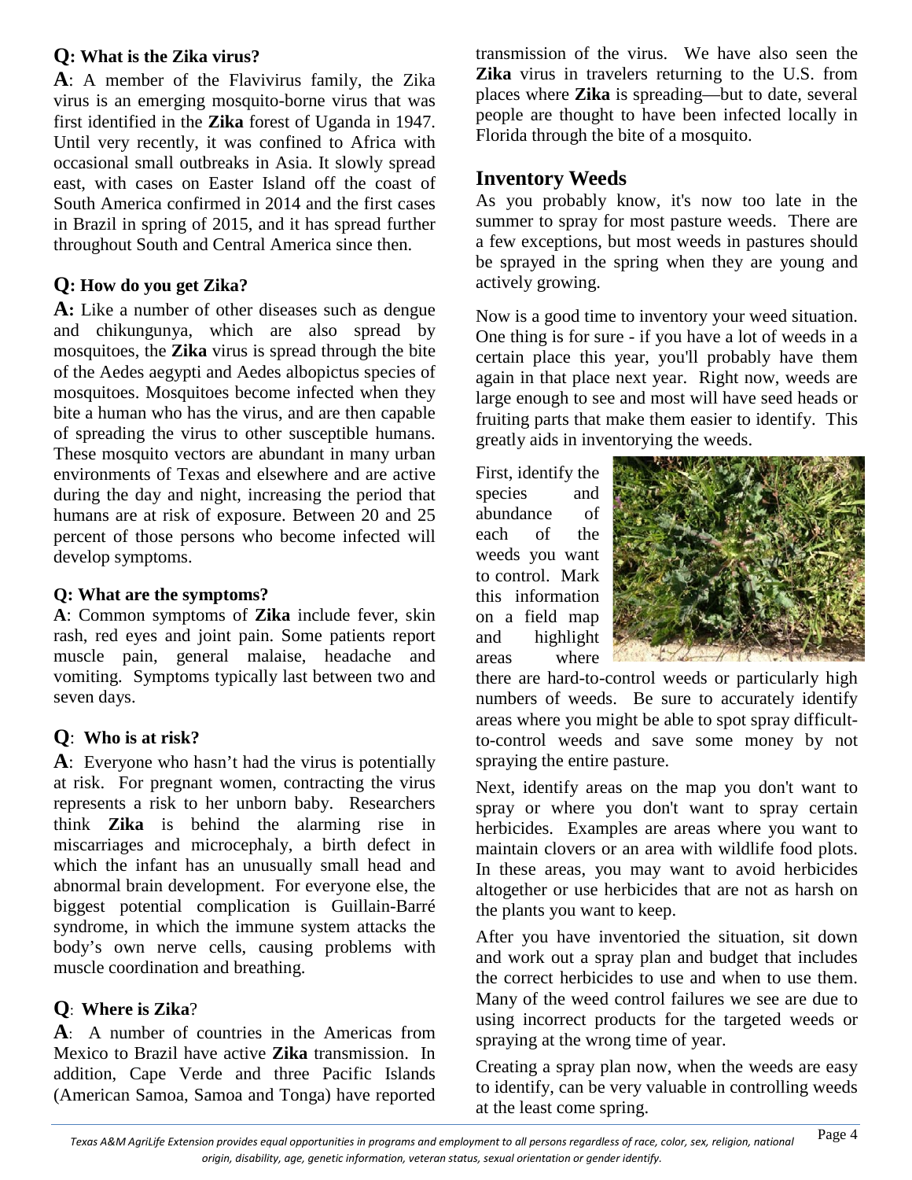**Q: What is the Zika virus?**

**A**: A member of the Flavivirus family, the Zika virus is an emerging mosquito-borne virus that was first identified in the **Zika** forest of Uganda in 1947. Until very recently, it was confined to Africa with occasional small outbreaks in Asia. It slowly spread east, with cases on Easter Island off the coast of South America confirmed in 2014 and the first cases in Brazil in spring of 2015, and it has spread further throughout South and Central America since then.

**Q: How do you get Zika?**

**A:** Like a number of other diseases such as dengue and chikungunya, which are also spread by mosquitoes, the **Zika** virus is spread through the bite of the Aedes aegypti and Aedes albopictus species of mosquitoes. Mosquitoes become infected when they bite a human who has the virus, and are then capable of spreading the virus to other susceptible humans. These mosquito vectors are abundant in many urban environments of Texas and elsewhere and are active during the day and night, increasing the period that humans are at risk of exposure. Between 20 and 25 percent of those persons who become infected will develop symptoms.

**Q: What are the symptoms?**

**A**: Common symptoms of **Zika** include fever, skin rash, red eyes and joint pain. Some patients report muscle pain, general malaise, headache and vomiting. Symptoms typically last between two and seven days.

**Q**: **Who is at risk?**

**A**: Everyone who hasn't had the virus is potentially at risk. For pregnant women, contracting the virus represents a risk to her unborn baby. Researchers think **Zika** is behind the alarming rise in miscarriages and microcephaly, a birth defect in which the infant has an unusually small head and abnormal brain development. For everyone else, the biggest potential complication is Guillain-Barré syndrome, in which the immune system attacks the body's own nerve cells, causing problems with muscle coordination and breathing.

**Q**: **Where is Zika**?

**A**: A number of countries in the Americas from Mexico to Brazil have active **Zika** transmission. In addition, Cape Verde and three Pacific Islands (American Samoa, Samoa and Tonga) have reported transmission of the virus. We have also seen the **Zika** virus in travelers returning to the U.S. from places where **Zika** is spreading—but to date, several people are thought to have been infected locally in Florida through the bite of a mosquito.

## Inventory Weeds

As you probably know, it's now too late in the summer to spray for most pasture weeds. There are a few exceptions, but most weeds in pastures should be sprayed in the spring when they are young and actively growing.

Now is a good time to inventory your weed situation. One thing is for sure - if you have a lot of weeds in a certain place this year, you'll probably have them again in that place next year. Right now, weeds are large enough to see and most will have seed heads or fruiting parts that make them easier to identify. This greatly aids in inventorying the weeds.

First, identify the species and abundance of each of the weeds you want to control. Mark this information on a field map and highlight areas where there are hard-to-control weeds or particularly high numbers of weeds. Be sure to accurately identify areas where you might be able to spot spray difficult-to-control weeds and save some money by not spraying the entire pasture.

Next, identify areas on the map you don't want to spray or where you don't want to spray certain herbicides. Examples are areas where you want to maintain clovers or an area with wildlife food plots. In these areas, you may want to avoid herbicides altogether or use herbicides that are not as harsh on the plants you want to keep.

After you have inventoried the situation, sit down and work out a spray plan and budget that includes the correct herbicides to use and when to use them. Many of the weed control failures we see are due to using incorrect products for the targeted weeds or spraying at the wrong time of year.

Creating a spray plan now, when the weeds are easy to identify, can be very valuable in controlling weeds at the least come spring.

*Texas A&M AgriLife Extension provides equal opportunities in programs and employment to all persons regardless of race, color, sex, religion, national origin, disability, age, genetic information, veteran status, sexual orientation or gender identify.*